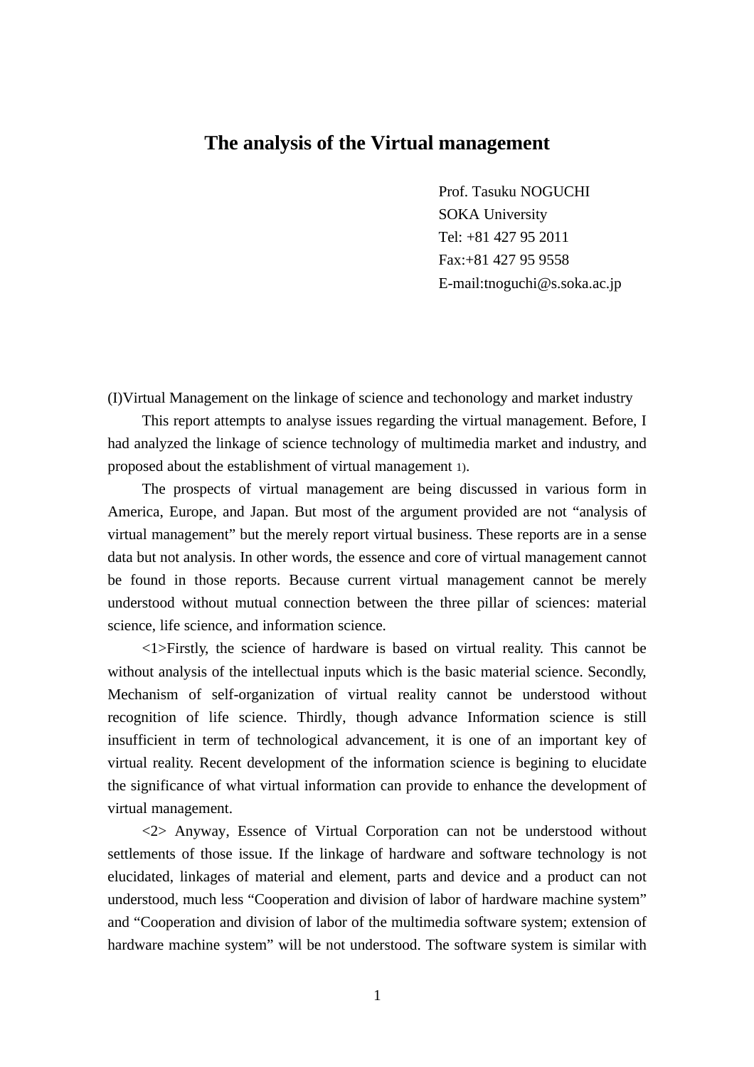# The analysis of the Virtual management

Prof. Tasuku NOGUCHI
SOKA University
Tel: +81 427 95 2011
Fax:+81 427 95 9558
E-mail:tnoguchi@s.soka.ac.jp

(I)Virtual Management on the linkage of science and techonology and market industry

This report attempts to analyse issues regarding the virtual management. Before, I had analyzed the linkage of science technology of multimedia market and industry, and proposed about the establishment of virtual management 1).

The prospects of virtual management are being discussed in various form in America, Europe, and Japan. But most of the argument provided are not “analysis of virtual management” but the merely report virtual business. These reports are in a sense data but not analysis. In other words, the essence and core of virtual management cannot be found in those reports. Because current virtual management cannot be merely understood without mutual connection between the three pillar of sciences: material science, life science, and information science.

<1>Firstly, the science of hardware is based on virtual reality. This cannot be without analysis of the intellectual inputs which is the basic material science. Secondly, Mechanism of self-organization of virtual reality cannot be understood without recognition of life science. Thirdly, though advance Information science is still insufficient in term of technological advancement, it is one of an important key of virtual reality. Recent development of the information science is begining to elucidate the significance of what virtual information can provide to enhance the development of virtual management.

<2> Anyway, Essence of Virtual Corporation can not be understood without settlements of those issue. If the linkage of hardware and software technology is not elucidated, linkages of material and element, parts and device and a product can not understood, much less “Cooperation and division of labor of hardware machine system” and “Cooperation and division of labor of the multimedia software system; extension of hardware machine system” will be not understood. The software system is similar with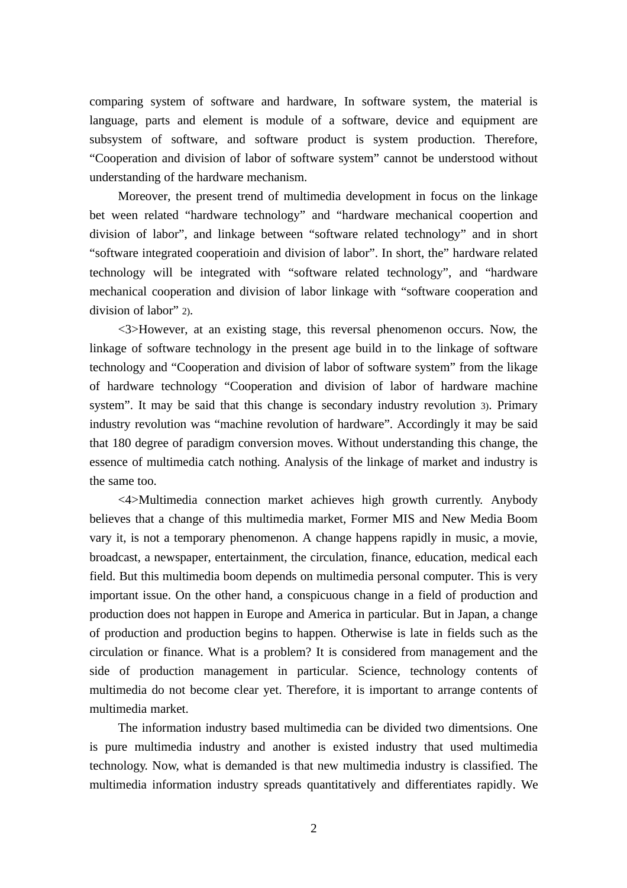comparing system of software and hardware, In software system, the material is language, parts and element is module of a software, device and equipment are subsystem of software, and software product is system production. Therefore, “Cooperation and division of labor of software system” cannot be understood without understanding of the hardware mechanism.

Moreover, the present trend of multimedia development in focus on the linkage bet ween related “hardware technology” and “hardware mechanical coopertion and division of labor”, and linkage between “software related technology” and in short “software integrated cooperatioin and division of labor”. In short, the” hardware related technology will be integrated with “software related technology”, and “hardware mechanical cooperation and division of labor linkage with “software cooperation and division of labor” 2).

<3>However, at an existing stage, this reversal phenomenon occurs. Now, the linkage of software technology in the present age build in to the linkage of software technology and “Cooperation and division of labor of software system” from the likage of hardware technology “Cooperation and division of labor of hardware machine system”. It may be said that this change is secondary industry revolution 3). Primary industry revolution was “machine revolution of hardware”. Accordingly it may be said that 180 degree of paradigm conversion moves. Without understanding this change, the essence of multimedia catch nothing. Analysis of the linkage of market and industry is the same too.

<4>Multimedia connection market achieves high growth currently. Anybody believes that a change of this multimedia market, Former MIS and New Media Boom vary it, is not a temporary phenomenon. A change happens rapidly in music, a movie, broadcast, a newspaper, entertainment, the circulation, finance, education, medical each field. But this multimedia boom depends on multimedia personal computer. This is very important issue. On the other hand, a conspicuous change in a field of production and production does not happen in Europe and America in particular. But in Japan, a change of production and production begins to happen. Otherwise is late in fields such as the circulation or finance. What is a problem? It is considered from management and the side of production management in particular. Science, technology contents of multimedia do not become clear yet. Therefore, it is important to arrange contents of multimedia market.

The information industry based multimedia can be divided two dimentsions. One is pure multimedia industry and another is existed industry that used multimedia technology. Now, what is demanded is that new multimedia industry is classified. The multimedia information industry spreads quantitatively and differentiates rapidly. We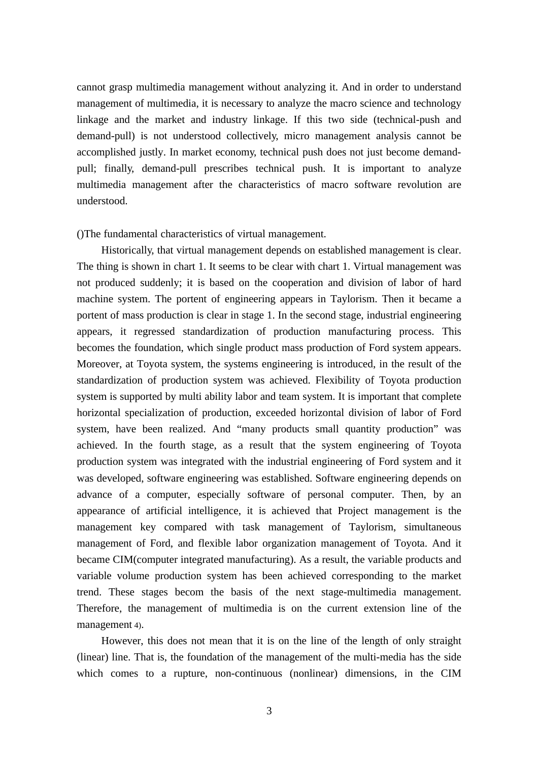cannot grasp multimedia management without analyzing it. And in order to understand management of multimedia, it is necessary to analyze the macro science and technology linkage and the market and industry linkage. If this two side (technical-push and demand-pull) is not understood collectively, micro management analysis cannot be accomplished justly. In market economy, technical push does not just become demand-pull; finally, demand-pull prescribes technical push. It is important to analyze multimedia management after the characteristics of macro software revolution are understood.

()The fundamental characteristics of virtual management.

Historically, that virtual management depends on established management is clear. The thing is shown in chart 1. It seems to be clear with chart 1. Virtual management was not produced suddenly; it is based on the cooperation and division of labor of hard machine system. The portent of engineering appears in Taylorism. Then it became a portent of mass production is clear in stage 1. In the second stage, industrial engineering appears, it regressed standardization of production manufacturing process. This becomes the foundation, which single product mass production of Ford system appears. Moreover, at Toyota system, the systems engineering is introduced, in the result of the standardization of production system was achieved. Flexibility of Toyota production system is supported by multi ability labor and team system. It is important that complete horizontal specialization of production, exceeded horizontal division of labor of Ford system, have been realized. And “many products small quantity production” was achieved. In the fourth stage, as a result that the system engineering of Toyota production system was integrated with the industrial engineering of Ford system and it was developed, software engineering was established. Software engineering depends on advance of a computer, especially software of personal computer. Then, by an appearance of artificial intelligence, it is achieved that Project management is the management key compared with task management of Taylorism, simultaneous management of Ford, and flexible labor organization management of Toyota. And it became CIM(computer integrated manufacturing). As a result, the variable products and variable volume production system has been achieved corresponding to the market trend. These stages becom the basis of the next stage-multimedia management. Therefore, the management of multimedia is on the current extension line of the management 4).

However, this does not mean that it is on the line of the length of only straight (linear) line. That is, the foundation of the management of the multi-media has the side which comes to a rupture, non-continuous (nonlinear) dimensions, in the CIM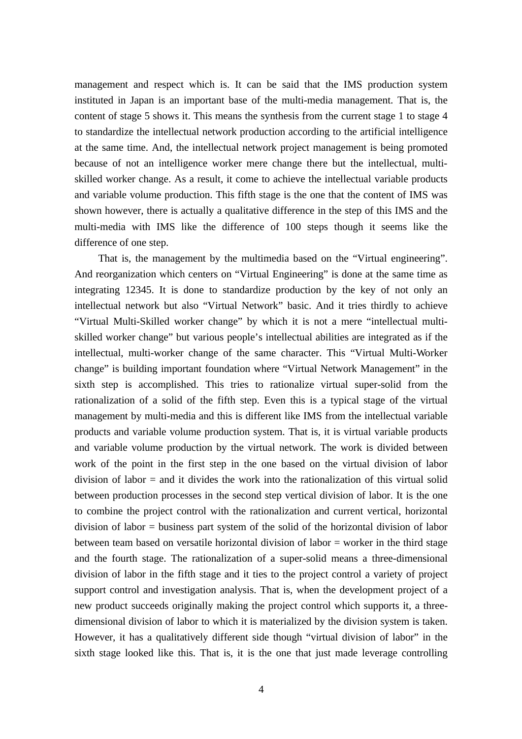management and respect which is. It can be said that the IMS production system instituted in Japan is an important base of the multi-media management. That is, the content of stage 5 shows it. This means the synthesis from the current stage 1 to stage 4 to standardize the intellectual network production according to the artificial intelligence at the same time. And, the intellectual network project management is being promoted because of not an intelligence worker mere change there but the intellectual, multi-skilled worker change. As a result, it come to achieve the intellectual variable products and variable volume production. This fifth stage is the one that the content of IMS was shown however, there is actually a qualitative difference in the step of this IMS and the multi-media with IMS like the difference of 100 steps though it seems like the difference of one step.

That is, the management by the multimedia based on the "Virtual engineering". And reorganization which centers on "Virtual Engineering" is done at the same time as integrating 12345. It is done to standardize production by the key of not only an intellectual network but also "Virtual Network" basic. And it tries thirdly to achieve "Virtual Multi-Skilled worker change" by which it is not a mere "intellectual multi-skilled worker change" but various people's intellectual abilities are integrated as if the intellectual, multi-worker change of the same character. This "Virtual Multi-Worker change" is building important foundation where "Virtual Network Management" in the sixth step is accomplished. This tries to rationalize virtual super-solid from the rationalization of a solid of the fifth step. Even this is a typical stage of the virtual management by multi-media and this is different like IMS from the intellectual variable products and variable volume production system. That is, it is virtual variable products and variable volume production by the virtual network. The work is divided between work of the point in the first step in the one based on the virtual division of labor division of labor = and it divides the work into the rationalization of this virtual solid between production processes in the second step vertical division of labor. It is the one to combine the project control with the rationalization and current vertical, horizontal division of labor = business part system of the solid of the horizontal division of labor between team based on versatile horizontal division of labor = worker in the third stage and the fourth stage. The rationalization of a super-solid means a three-dimensional division of labor in the fifth stage and it ties to the project control a variety of project support control and investigation analysis. That is, when the development project of a new product succeeds originally making the project control which supports it, a three-dimensional division of labor to which it is materialized by the division system is taken. However, it has a qualitatively different side though "virtual division of labor" in the sixth stage looked like this. That is, it is the one that just made leverage controlling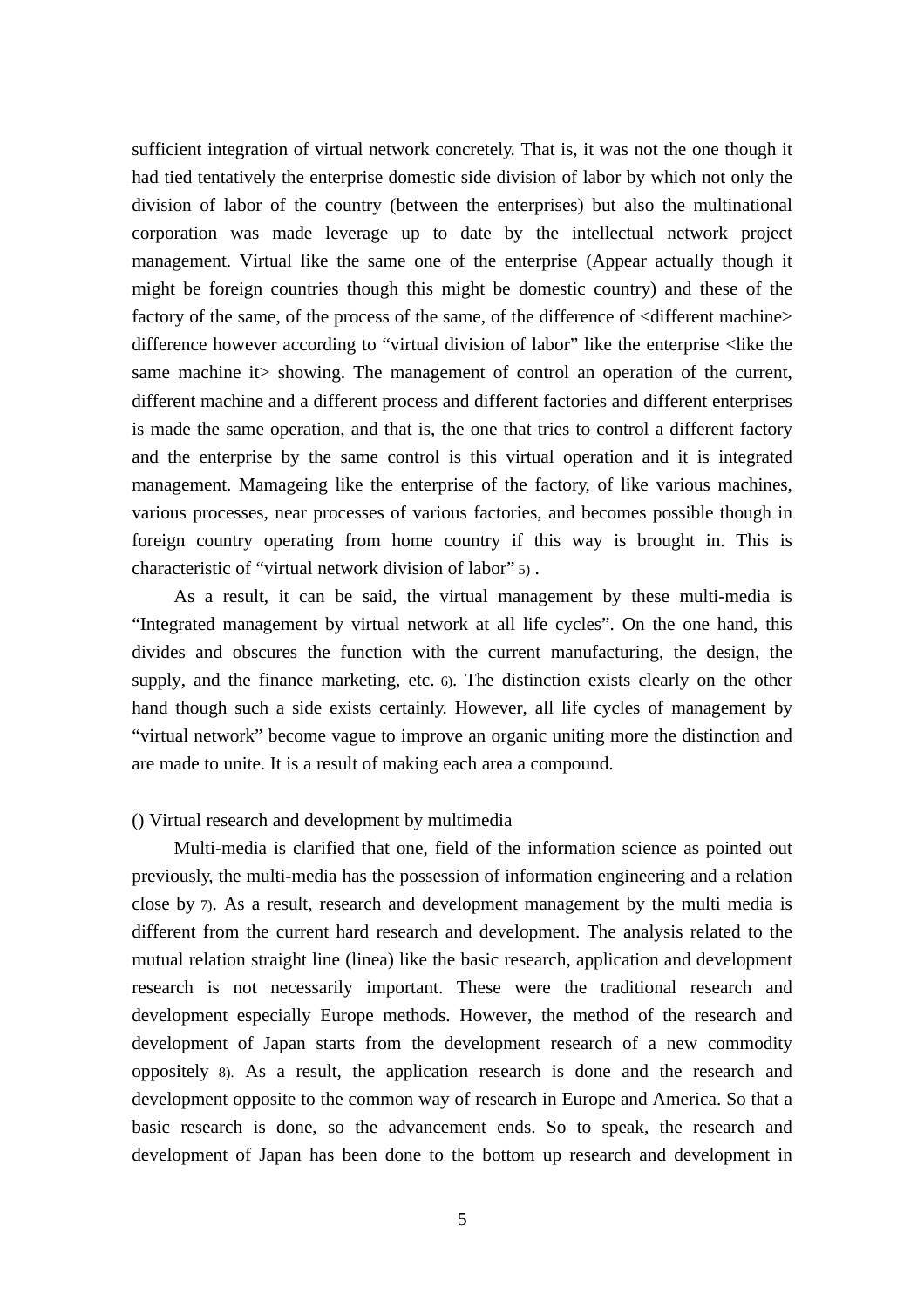sufficient integration of virtual network concretely. That is, it was not the one though it had tied tentatively the enterprise domestic side division of labor by which not only the division of labor of the country (between the enterprises) but also the multinational corporation was made leverage up to date by the intellectual network project management. Virtual like the same one of the enterprise (Appear actually though it might be foreign countries though this might be domestic country) and these of the factory of the same, of the process of the same, of the difference of <different machine> difference however according to "virtual division of labor" like the enterprise <like the same machine it> showing. The management of control an operation of the current, different machine and a different process and different factories and different enterprises is made the same operation, and that is, the one that tries to control a different factory and the enterprise by the same control is this virtual operation and it is integrated management. Mamageing like the enterprise of the factory, of like various machines, various processes, near processes of various factories, and becomes possible though in foreign country operating from home country if this way is brought in. This is characteristic of "virtual network division of labor" 5) .

As a result, it can be said, the virtual management by these multi-media is "Integrated management by virtual network at all life cycles". On the one hand, this divides and obscures the function with the current manufacturing, the design, the supply, and the finance marketing, etc. 6). The distinction exists clearly on the other hand though such a side exists certainly. However, all life cycles of management by "virtual network" become vague to improve an organic uniting more the distinction and are made to unite. It is a result of making each area a compound.

() Virtual research and development by multimedia

Multi-media is clarified that one, field of the information science as pointed out previously, the multi-media has the possession of information engineering and a relation close by 7). As a result, research and development management by the multi media is different from the current hard research and development. The analysis related to the mutual relation straight line (linea) like the basic research, application and development research is not necessarily important. These were the traditional research and development especially Europe methods. However, the method of the research and development of Japan starts from the development research of a new commodity oppositely 8). As a result, the application research is done and the research and development opposite to the common way of research in Europe and America. So that a basic research is done, so the advancement ends. So to speak, the research and development of Japan has been done to the bottom up research and development in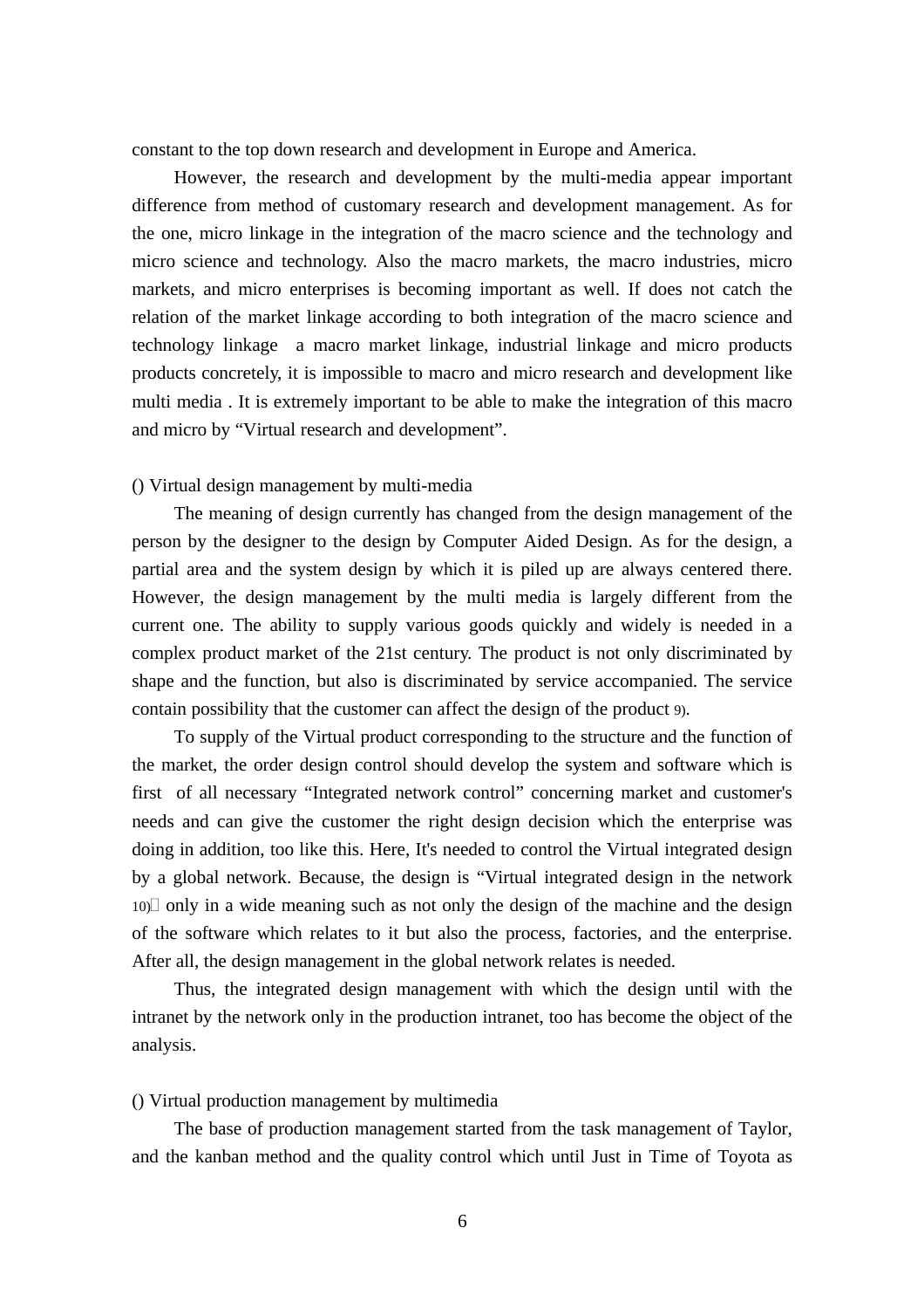constant to the top down research and development in Europe and America.

However, the research and development by the multi-media appear important difference from method of customary research and development management. As for the one, micro linkage in the integration of the macro science and the technology and micro science and technology. Also the macro markets, the macro industries, micro markets, and micro enterprises is becoming important as well. If does not catch the relation of the market linkage according to both integration of the macro science and technology linkage  a macro market linkage, industrial linkage and micro products products concretely, it is impossible to macro and micro research and development like multi media . It is extremely important to be able to make the integration of this macro and micro by “Virtual research and development”.

() Virtual design management by multi-media

The meaning of design currently has changed from the design management of the person by the designer to the design by Computer Aided Design. As for the design, a partial area and the system design by which it is piled up are always centered there. However, the design management by the multi media is largely different from the current one. The ability to supply various goods quickly and widely is needed in a complex product market of the 21st century. The product is not only discriminated by shape and the function, but also is discriminated by service accompanied. The service contain possibility that the customer can affect the design of the product 9).

To supply of the Virtual product corresponding to the structure and the function of the market, the order design control should develop the system and software which is first  of all necessary “Integrated network control” concerning market and customer's needs and can give the customer the right design decision which the enterprise was doing in addition, too like this. Here, It's needed to control the Virtual integrated design by a global network. Because, the design is “Virtual integrated design in the network 10) only in a wide meaning such as not only the design of the machine and the design of the software which relates to it but also the process, factories, and the enterprise. After all, the design management in the global network relates is needed.

Thus, the integrated design management with which the design until with the intranet by the network only in the production intranet, too has become the object of the analysis.

() Virtual production management by multimedia

The base of production management started from the task management of Taylor, and the kanban method and the quality control which until Just in Time of Toyota as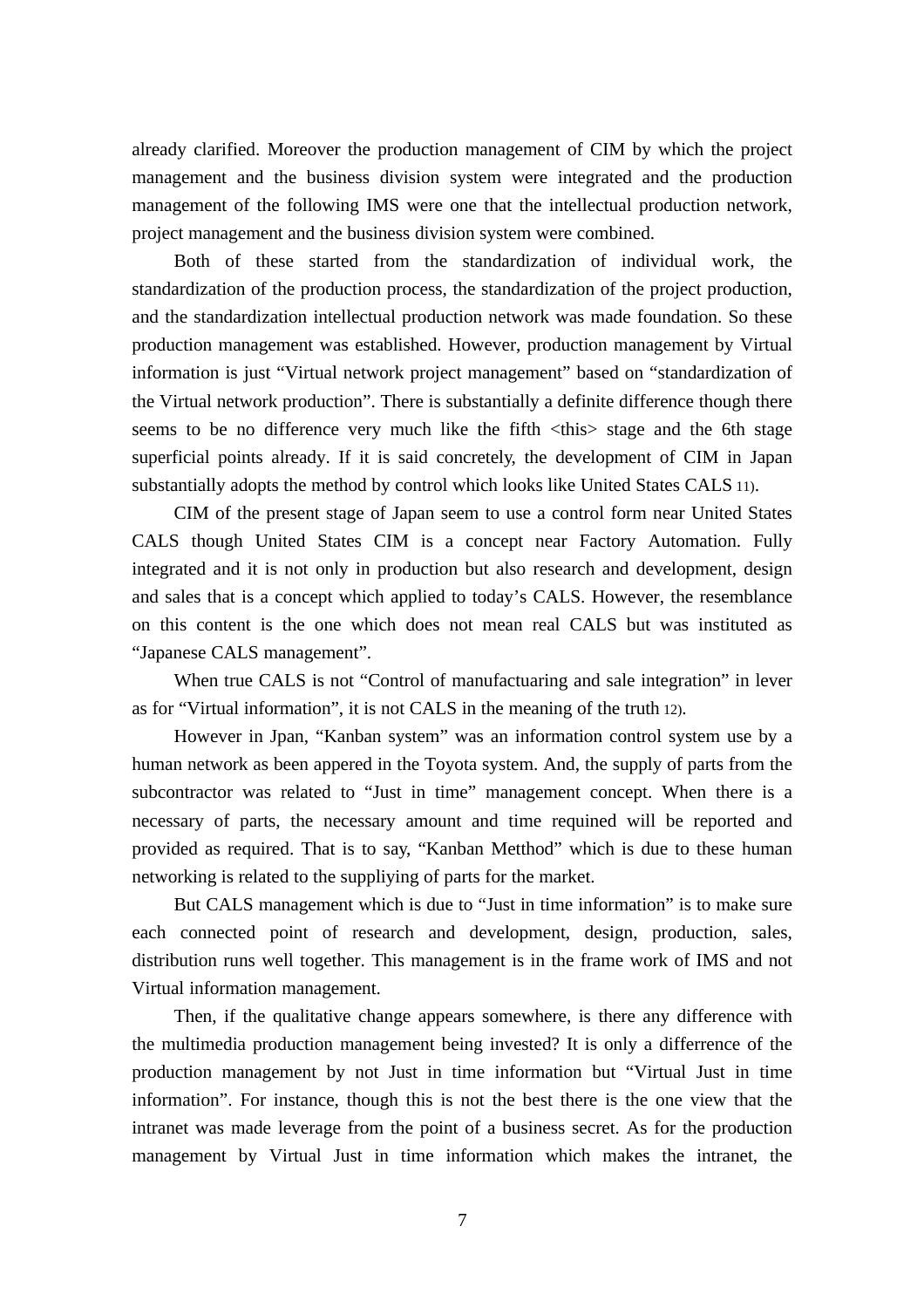already clarified. Moreover the production management of CIM by which the project management and the business division system were integrated and the production management of the following IMS were one that the intellectual production network, project management and the business division system were combined.

Both of these started from the standardization of individual work, the standardization of the production process, the standardization of the project production, and the standardization intellectual production network was made foundation. So these production management was established. However, production management by Virtual information is just “Virtual network project management” based on “standardization of the Virtual network production”. There is substantially a definite difference though there seems to be no difference very much like the fifth <this> stage and the 6th stage superficial points already. If it is said concretely, the development of CIM in Japan substantially adopts the method by control which looks like United States CALS 11).

CIM of the present stage of Japan seem to use a control form near United States CALS though United States CIM is a concept near Factory Automation. Fully integrated and it is not only in production but also research and development, design and sales that is a concept which applied to today’s CALS. However, the resemblance on this content is the one which does not mean real CALS but was instituted as “Japanese CALS management”.

When true CALS is not “Control of manufactuaring and sale integration” in lever as for “Virtual information”, it is not CALS in the meaning of the truth 12).

However in Jpan, “Kanban system” was an information control system use by a human network as been appered in the Toyota system. And, the supply of parts from the subcontractor was related to “Just in time” management concept. When there is a necessary of parts, the necessary amount and time requined will be reported and provided as required. That is to say, “Kanban Metthod” which is due to these human networking is related to the suppliying of parts for the market.

But CALS management which is due to “Just in time information” is to make sure each connected point of research and development, design, production, sales, distribution runs well together. This management is in the frame work of IMS and not Virtual information management.

Then, if the qualitative change appears somewhere, is there any difference with the multimedia production management being invested? It is only a differrence of the production management by not Just in time information but “Virtual Just in time information”. For instance, though this is not the best there is the one view that the intranet was made leverage from the point of a business secret. As for the production management by Virtual Just in time information which makes the intranet, the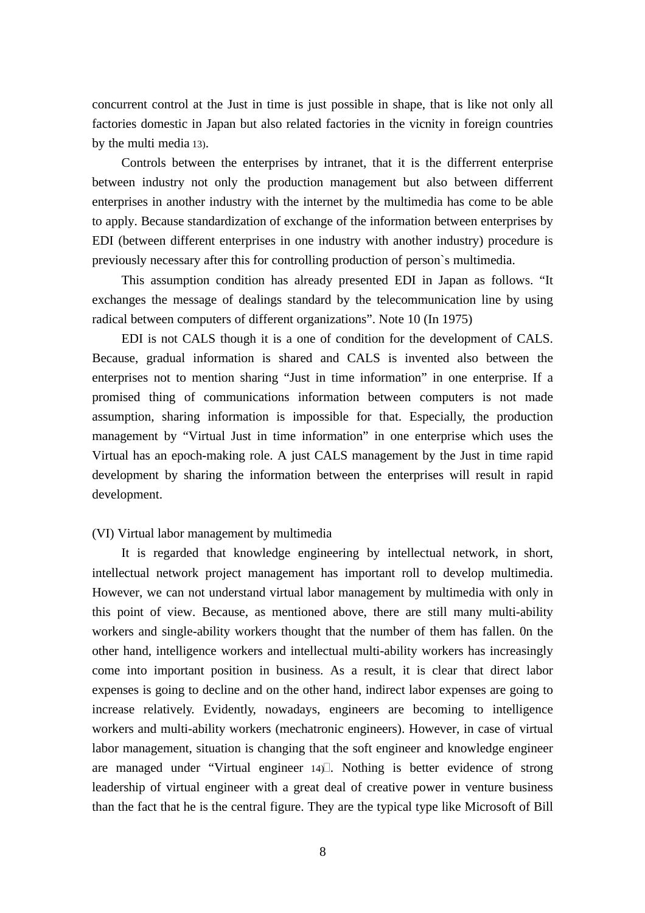concurrent control at the Just in time is just possible in shape, that is like not only all factories domestic in Japan but also related factories in the vicnity in foreign countries by the multi media 13).

Controls between the enterprises by intranet, that it is the differrent enterprise between industry not only the production management but also between differrent enterprises in another industry with the internet by the multimedia has come to be able to apply. Because standardization of exchange of the information between enterprises by EDI (between different enterprises in one industry with another industry) procedure is previously necessary after this for controlling production of person`s multimedia.

This assumption condition has already presented EDI in Japan as follows. "It exchanges the message of dealings standard by the telecommunication line by using radical between computers of different organizations". Note 10 (In 1975)

EDI is not CALS though it is a one of condition for the development of CALS. Because, gradual information is shared and CALS is invented also between the enterprises not to mention sharing "Just in time information" in one enterprise. If a promised thing of communications information between computers is not made assumption, sharing information is impossible for that. Especially, the production management by "Virtual Just in time information" in one enterprise which uses the Virtual has an epoch-making role. A just CALS management by the Just in time rapid development by sharing the information between the enterprises will result in rapid development.

(VI) Virtual labor management by multimedia

It is regarded that knowledge engineering by intellectual network, in short, intellectual network project management has important roll to develop multimedia. However, we can not understand virtual labor management by multimedia with only in this point of view. Because, as mentioned above, there are still many multi-ability workers and single-ability workers thought that the number of them has fallen. 0n the other hand, intelligence workers and intellectual multi-ability workers has increasingly come into important position in business. As a result, it is clear that direct labor expenses is going to decline and on the other hand, indirect labor expenses are going to increase relatively. Evidently, nowadays, engineers are becoming to intelligence workers and multi-ability workers (mechatronic engineers). However, in case of virtual labor management, situation is changing that the soft engineer and knowledge engineer are managed under "Virtual engineer 14)". Nothing is better evidence of strong leadership of virtual engineer with a great deal of creative power in venture business than the fact that he is the central figure. They are the typical type like Microsoft of Bill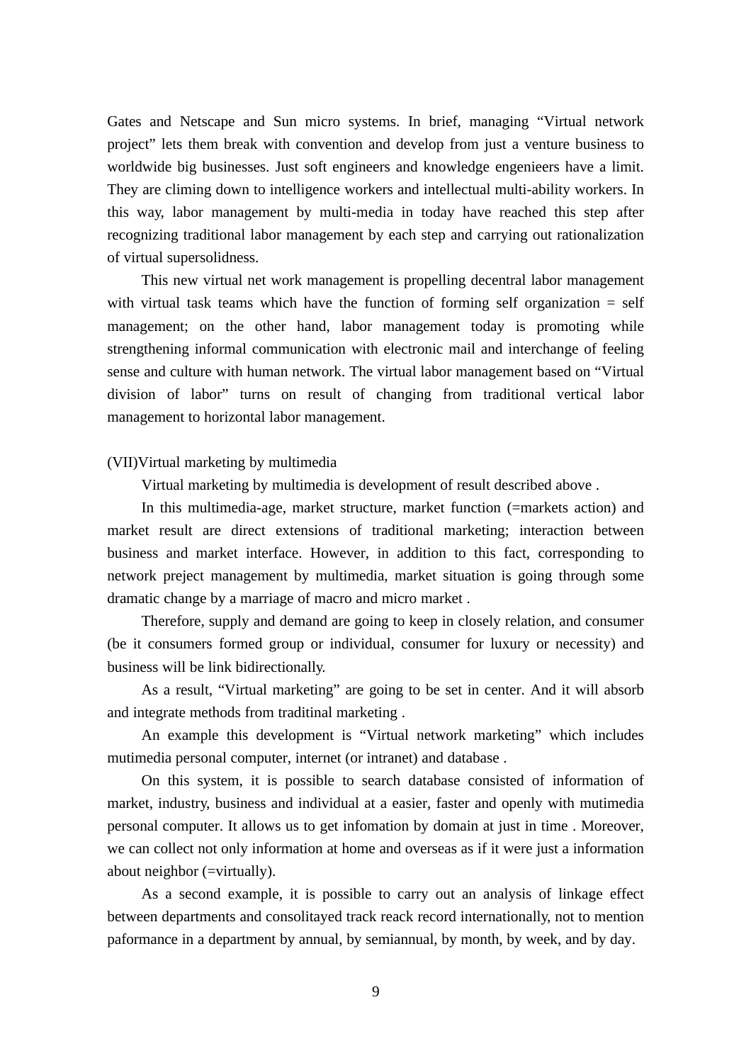Gates and Netscape and Sun micro systems. In brief, managing “Virtual network project” lets them break with convention and develop from just a venture business to worldwide big businesses. Just soft engineers and knowledge engenieers have a limit. They are climing down to intelligence workers and intellectual multi-ability workers. In this way, labor management by multi-media in today have reached this step after recognizing traditional labor management by each step and carrying out rationalization of virtual supersolidness.

This new virtual net work management is propelling decentral labor management with virtual task teams which have the function of forming self organization = self management; on the other hand, labor management today is promoting while strengthening informal communication with electronic mail and interchange of feeling sense and culture with human network. The virtual labor management based on “Virtual division of labor” turns on result of changing from traditional vertical labor management to horizontal labor management.

(VII)Virtual marketing by multimedia

Virtual marketing by multimedia is development of result described above .

In this multimedia-age, market structure, market function (=markets action) and market result are direct extensions of traditional marketing; interaction between business and market interface. However, in addition to this fact, corresponding to network preject management by multimedia, market situation is going through some dramatic change by a marriage of macro and micro market .

Therefore, supply and demand are going to keep in closely relation, and consumer (be it consumers formed group or individual, consumer for luxury or necessity) and business will be link bidirectionally.

As a result, “Virtual marketing” are going to be set in center. And it will absorb and integrate methods from traditinal marketing .

An example this development is “Virtual network marketing” which includes mutimedia personal computer, internet (or intranet) and database .

On this system, it is possible to search database consisted of information of market, industry, business and individual at a easier, faster and openly with mutimedia personal computer. It allows us to get infomation by domain at just in time . Moreover, we can collect not only information at home and overseas as if it were just a information about neighbor (=virtually).

As a second example, it is possible to carry out an analysis of linkage effect between departments and consolitayed track reack record internationally, not to mention paformance in a department by annual, by semiannual, by month, by week, and by day.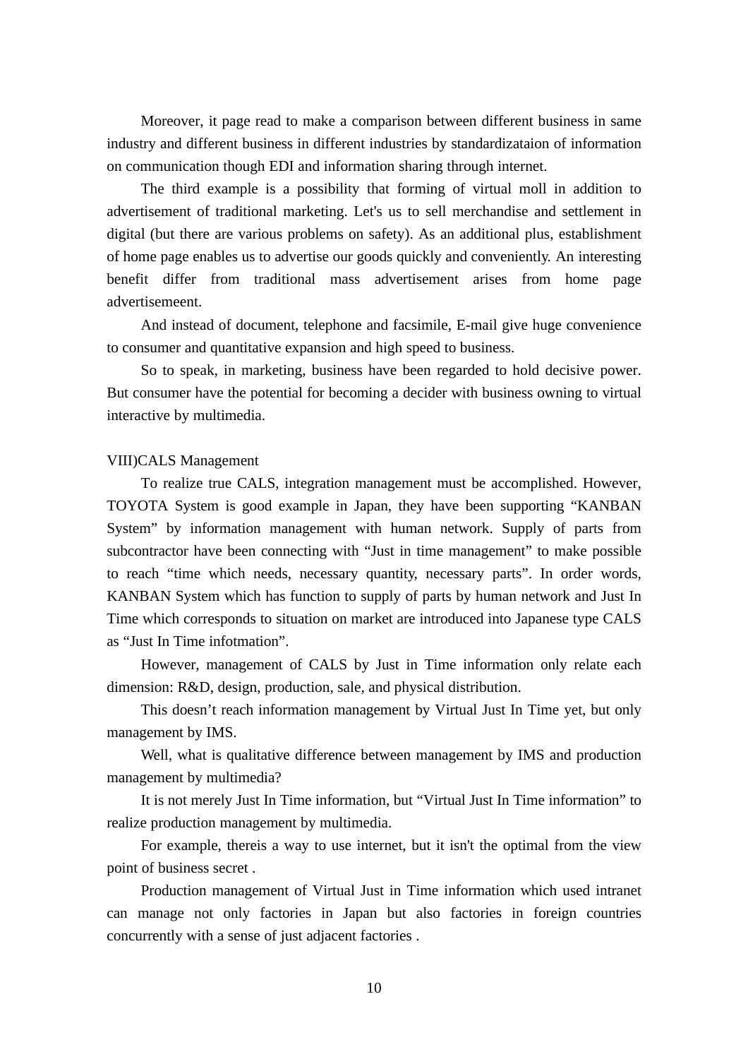Moreover, it page read to make a comparison between different business in same industry and different business in different industries by standardizataion of information on communication though EDI and information sharing through internet.

The third example is a possibility that forming of virtual moll in addition to advertisement of traditional marketing. Let's us to sell merchandise and settlement in digital (but there are various problems on safety). As an additional plus, establishment of home page enables us to advertise our goods quickly and conveniently. An interesting benefit differ from traditional mass advertisement arises from home page advertisemeent.

And instead of document, telephone and facsimile, E-mail give huge convenience to consumer and quantitative expansion and high speed to business.

So to speak, in marketing, business have been regarded to hold decisive power. But consumer have the potential for becoming a decider with business owning to virtual interactive by multimedia.

VIII)CALS Management

To realize true CALS, integration management must be accomplished. However, TOYOTA System is good example in Japan, they have been supporting “KANBAN System” by information management with human network. Supply of parts from subcontractor have been connecting with “Just in time management” to make possible to reach “time which needs, necessary quantity, necessary parts”. In order words, KANBAN System which has function to supply of parts by human network and Just In Time which corresponds to situation on market are introduced into Japanese type CALS as “Just In Time infotmation”.

However, management of CALS by Just in Time information only relate each dimension: R&D, design, production, sale, and physical distribution.

This doesn’t reach information management by Virtual Just In Time yet, but only management by IMS.

Well, what is qualitative difference between management by IMS and production management by multimedia?

It is not merely Just In Time information, but “Virtual Just In Time information” to realize production management by multimedia.

For example, thereis a way to use internet, but it isn't the optimal from the view point of business secret .

Production management of Virtual Just in Time information which used intranet can manage not only factories in Japan but also factories in foreign countries concurrently with a sense of just adjacent factories .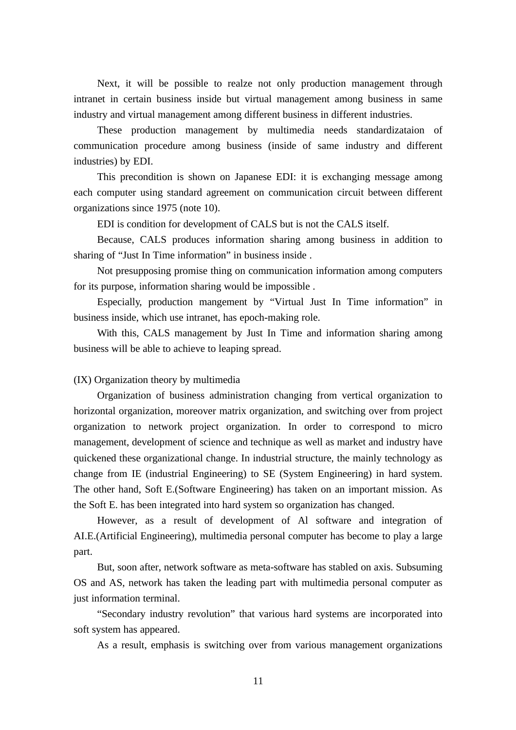Next, it will be possible to realze not only production management through intranet in certain business inside but virtual management among business in same industry and virtual management among different business in different industries.

These production management by multimedia needs standardizataion of communication procedure among business (inside of same industry and different industries) by EDI.

This precondition is shown on Japanese EDI: it is exchanging message among each computer using standard agreement on communication circuit between different organizations since 1975 (note 10).

EDI is condition for development of CALS but is not the CALS itself.

Because, CALS produces information sharing among business in addition to sharing of "Just In Time information" in business inside .

Not presupposing promise thing on communication information among computers for its purpose, information sharing would be impossible .

Especially, production mangement by "Virtual Just In Time information" in business inside, which use intranet, has epoch-making role.

With this, CALS management by Just In Time and information sharing among business will be able to achieve to leaping spread.

(IX) Organization theory by multimedia

Organization of business administration changing from vertical organization to horizontal organization, moreover matrix organization, and switching over from project organization to network project organization. In order to correspond to micro management, development of science and technique as well as market and industry have quickened these organizational change. In industrial structure, the mainly technology as change from IE (industrial Engineering) to SE (System Engineering) in hard system. The other hand, Soft E.(Software Engineering) has taken on an important mission. As the Soft E. has been integrated into hard system so organization has changed.

However, as a result of development of Al software and integration of AI.E.(Artificial Engineering), multimedia personal computer has become to play a large part.

But, soon after, network software as meta-software has stabled on axis. Subsuming OS and AS, network has taken the leading part with multimedia personal computer as just information terminal.

"Secondary industry revolution" that various hard systems are incorporated into soft system has appeared.

As a result, emphasis is switching over from various management organizations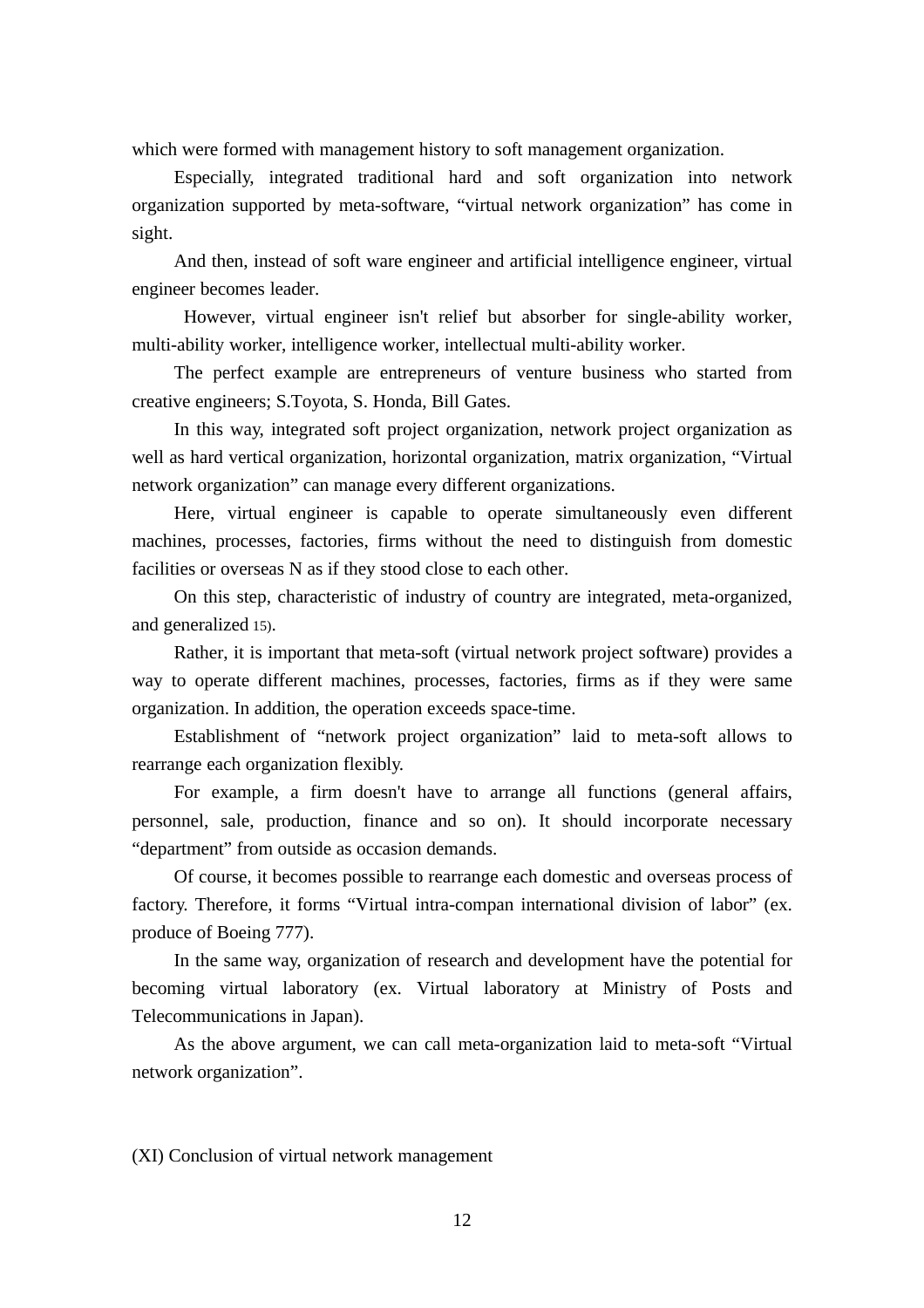which were formed with management history to soft management organization.

Especially, integrated traditional hard and soft organization into network organization supported by meta-software, “virtual network organization” has come in sight.

And then, instead of soft ware engineer and artificial intelligence engineer, virtual engineer becomes leader.

However, virtual engineer isn't relief but absorber for single-ability worker, multi-ability worker, intelligence worker, intellectual multi-ability worker.

The perfect example are entrepreneurs of venture business who started from creative engineers; S.Toyota, S. Honda, Bill Gates.

In this way, integrated soft project organization, network project organization as well as hard vertical organization, horizontal organization, matrix organization, “Virtual network organization” can manage every different organizations.

Here, virtual engineer is capable to operate simultaneously even different machines, processes, factories, firms without the need to distinguish from domestic facilities or overseas N as if they stood close to each other.

On this step, characteristic of industry of country are integrated, meta-organized, and generalized 15).

Rather, it is important that meta-soft (virtual network project software) provides a way to operate different machines, processes, factories, firms as if they were same organization. In addition, the operation exceeds space-time.

Establishment of “network project organization” laid to meta-soft allows to rearrange each organization flexibly.

For example, a firm doesn't have to arrange all functions (general affairs, personnel, sale, production, finance and so on). It should incorporate necessary “department” from outside as occasion demands.

Of course, it becomes possible to rearrange each domestic and overseas process of factory. Therefore, it forms “Virtual intra-compan international division of labor” (ex. produce of Boeing 777).

In the same way, organization of research and development have the potential for becoming virtual laboratory (ex. Virtual laboratory at Ministry of Posts and Telecommunications in Japan).

As the above argument, we can call meta-organization laid to meta-soft “Virtual network organization”.

## (XI) Conclusion of virtual network management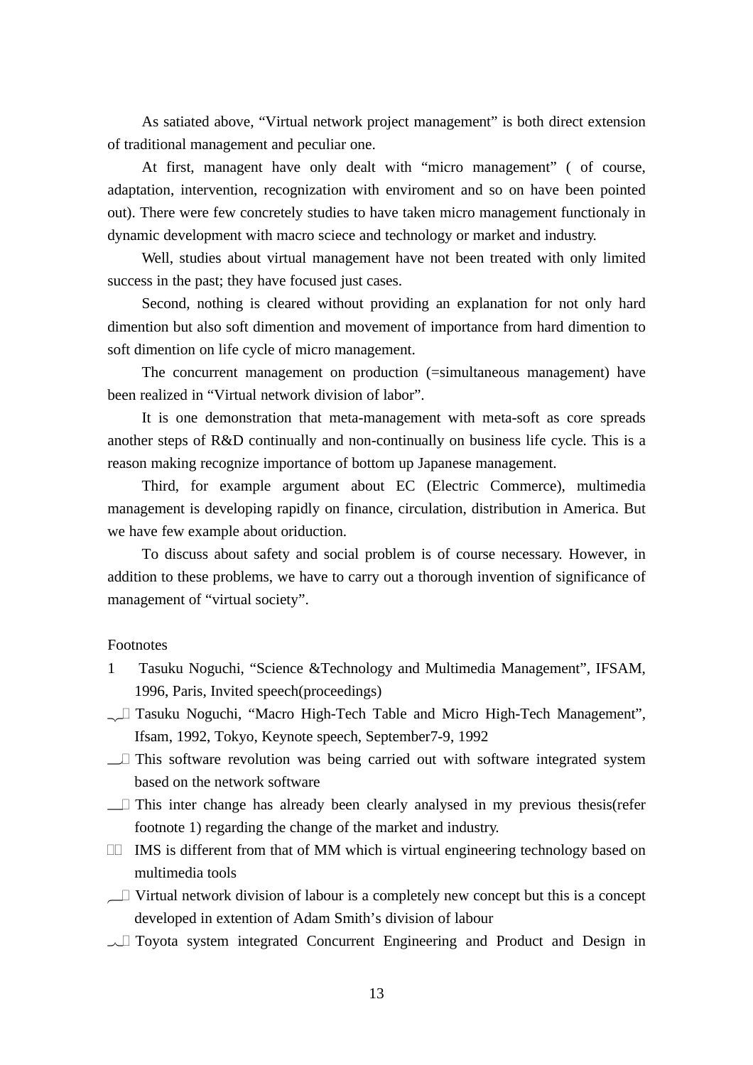As satiated above, “Virtual network project management” is both direct extension of traditional management and peculiar one.

At first, managent have only dealt with “micro management” ( of course, adaptation, intervention, recognization with enviroment and so on have been pointed out). There were few concretely studies to have taken micro management functionaly in dynamic development with macro sciece and technology or market and industry.

Well, studies about virtual management have not been treated with only limited success in the past; they have focused just cases.

Second, nothing is cleared without providing an explanation for not only hard dimention but also soft dimention and movement of importance from hard dimention to soft dimention on life cycle of micro management.

The concurrent management on production (=simultaneous management) have been realized in “Virtual network division of labor”.

It is one demonstration that meta-management with meta-soft as core spreads another steps of R&D continually and non-continually on business life cycle. This is a reason making recognize importance of bottom up Japanese management.

Third, for example argument about EC (Electric Commerce), multimedia management is developing rapidly on finance, circulation, distribution in America. But we have few example about oriduction.

To discuss about safety and social problem is of course necessary. However, in addition to these problems, we have to carry out a thorough invention of significance of management of “virtual society”.

Footnotes

1 Tasuku Noguchi, “Science &Technology and Multimedia Management”, IFSAM, 1996, Paris, Invited speech(proceedings)

2 Tasuku Noguchi, “Macro High-Tech Table and Micro High-Tech Management”, Ifsam, 1992, Tokyo, Keynote speech, September7-9, 1992

3 This software revolution was being carried out with software integrated system based on the network software

4 This inter change has already been clearly analysed in my previous thesis(refer footnote 1) regarding the change of the market and industry.

5 IMS is different from that of MM which is virtual engineering technology based on multimedia tools

6 Virtual network division of labour is a completely new concept but this is a concept developed in extention of Adam Smith’s division of labour

7 Toyota system integrated Concurrent Engineering and Product and Design in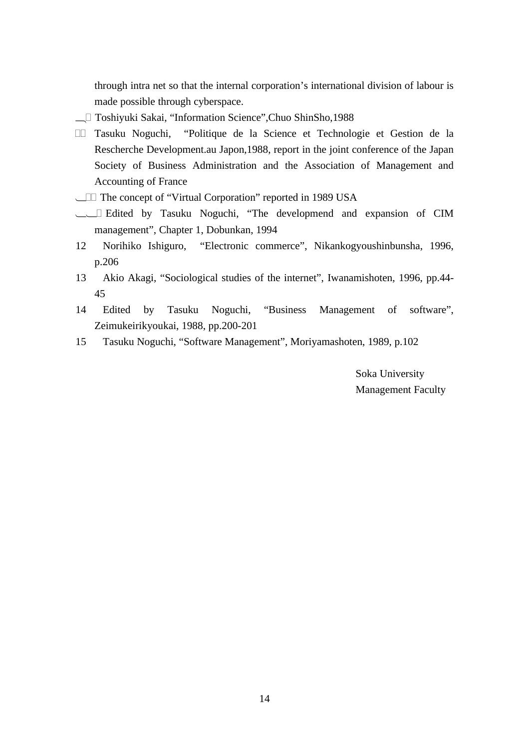through intra net so that the internal corporation's international division of labour is made possible through cyberspace.

8 Toshiyuki Sakai, "Information Science",Chuo ShinSho,1988

9 Tasuku Noguchi, "Politique de la Science et Technologie et Gestion de la Rescherche Development.au Japon,1988, report in the joint conference of the Japan Society of Business Administration and the Association of Management and Accounting of France

10 The concept of "Virtual Corporation" reported in 1989 USA

11 Edited by Tasuku Noguchi, "The developmend and expansion of CIM management", Chapter 1, Dobunkan, 1994

12 Norihiko Ishiguro, "Electronic commerce", Nikankogyoushinbunsha, 1996, p.206

13 Akio Akagi, "Sociological studies of the internet", Iwanamishoten, 1996, pp.44-45

14 Edited by Tasuku Noguchi, "Business Management of software", Zeimukeirikyoukai, 1988, pp.200-201

15 Tasuku Noguchi, "Software Management", Moriyamashoten, 1989, p.102

Soka University
Management Faculty